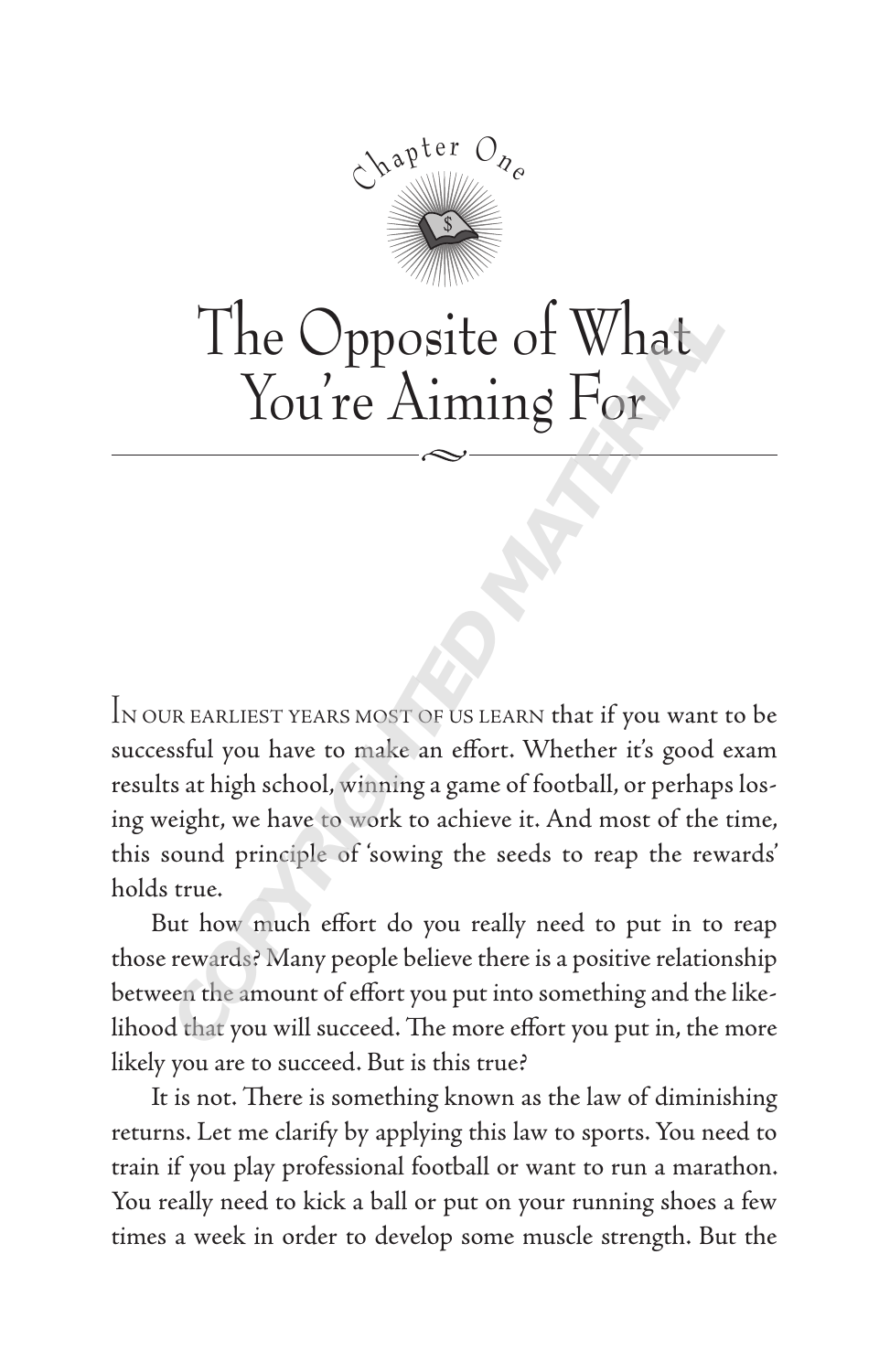Chapter One

# The Opposite of What You're Aiming For

In our earliest years most of us learn that if you want to be successful you have to make an effort. Whether it's good exam results at high school, winning a game of football, or perhaps losing weight, we have to work to achieve it. And most of the time, this sound principle of 'sowing the seeds to reap the rewards' holds true.

But how much effort do you really need to put in to reap those rewards? Many people believe there is a positive relationship between the amount of effort you put into something and the likelihood that you will succeed. The more effort you put in, the more likely you are to succeed. But is this true?

It is not. There is something known as the law of diminishing returns. Let me clarify by applying this law to sports. You need to train if you play professional football or want to run a marathon. You really need to kick a ball or put on your running shoes a few times a week in order to develop some muscle strength. But the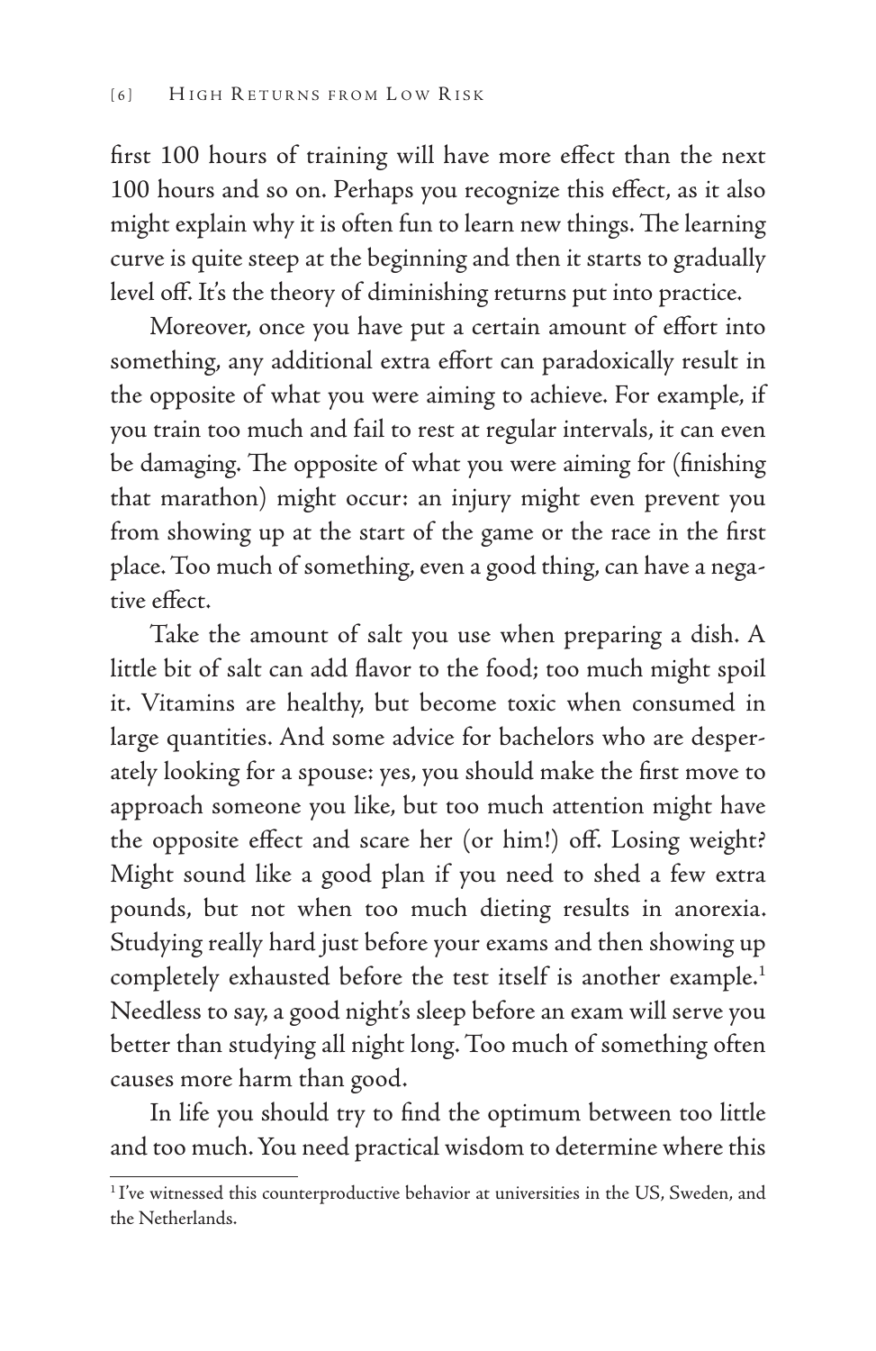first 100 hours of training will have more effect than the next 100 hours and so on. Perhaps you recognize this effect, as it also might explain why it is often fun to learn new things. The learning curve is quite steep at the beginning and then it starts to gradually level off. It's the theory of diminishing returns put into practice.

Moreover, once you have put a certain amount of effort into something, any additional extra effort can paradoxically result in the opposite of what you were aiming to achieve. For example, if you train too much and fail to rest at regular intervals, it can even be damaging. The opposite of what you were aiming for (finishing that marathon) might occur: an injury might even prevent you from showing up at the start of the game or the race in the first place. Too much of something, even a good thing, can have a negative effect.

Take the amount of salt you use when preparing a dish. A little bit of salt can add flavor to the food; too much might spoil it. Vitamins are healthy, but become toxic when consumed in large quantities. And some advice for bachelors who are desperately looking for a spouse: yes, you should make the first move to approach someone you like, but too much attention might have the opposite effect and scare her (or him!) off. Losing weight? Might sound like a good plan if you need to shed a few extra pounds, but not when too much dieting results in anorexia. Studying really hard just before your exams and then showing up completely exhausted before the test itself is another example.[1] Needless to say, a good night's sleep before an exam will serve you better than studying all night long. Too much of something often causes more harm than good.

In life you should try to find the optimum between too little and too much. You need practical wisdom to determine where this

[1] I've witnessed this counterproductive behavior at universities in the US, Sweden, and the Netherlands.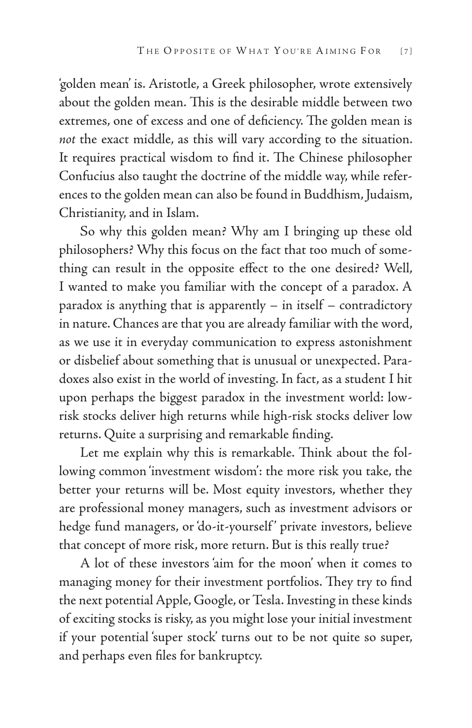'golden mean' is. Aristotle, a Greek philosopher, wrote extensively about the golden mean. This is the desirable middle between two extremes, one of excess and one of deficiency. The golden mean is *not* the exact middle, as this will vary according to the situation. It requires practical wisdom to find it. The Chinese philosopher Confucius also taught the doctrine of the middle way, while references to the golden mean can also be found in Buddhism, Judaism, Christianity, and in Islam.

So why this golden mean? Why am I bringing up these old philosophers? Why this focus on the fact that too much of something can result in the opposite effect to the one desired? Well, I wanted to make you familiar with the concept of a paradox. A paradox is anything that is apparently – in itself – contradictory in nature. Chances are that you are already familiar with the word, as we use it in everyday communication to express astonishment or disbelief about something that is unusual or unexpected. Paradoxes also exist in the world of investing. In fact, as a student I hit upon perhaps the biggest paradox in the investment world: low-risk stocks deliver high returns while high-risk stocks deliver low returns. Quite a surprising and remarkable finding.

Let me explain why this is remarkable. Think about the following common 'investment wisdom': the more risk you take, the better your returns will be. Most equity investors, whether they are professional money managers, such as investment advisors or hedge fund managers, or 'do-it-yourself' private investors, believe that concept of more risk, more return. But is this really true?

A lot of these investors 'aim for the moon' when it comes to managing money for their investment portfolios. They try to find the next potential Apple, Google, or Tesla. Investing in these kinds of exciting stocks is risky, as you might lose your initial investment if your potential 'super stock' turns out to be not quite so super, and perhaps even files for bankruptcy.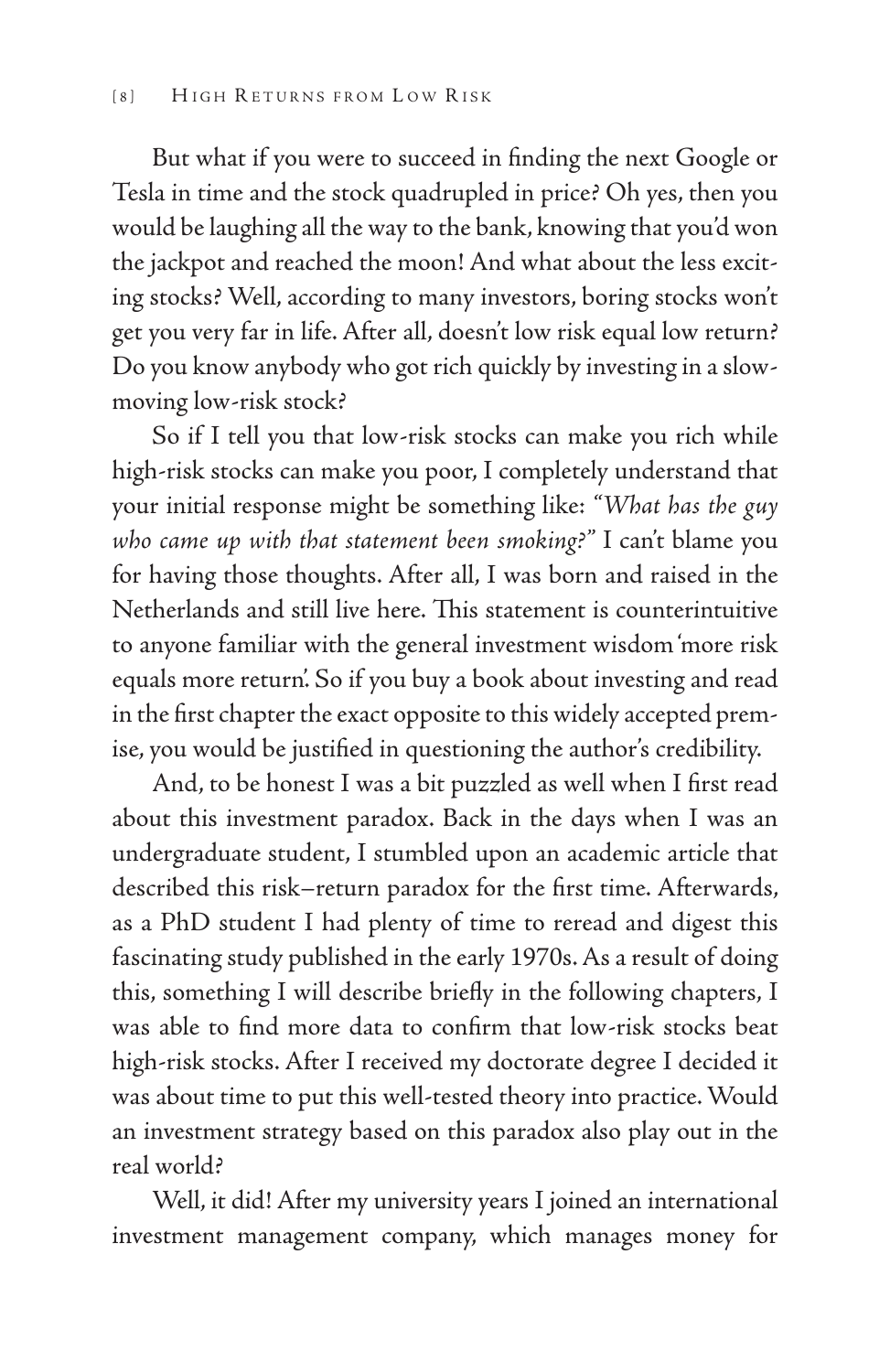But what if you were to succeed in finding the next Google or Tesla in time and the stock quadrupled in price? Oh yes, then you would be laughing all the way to the bank, knowing that you'd won the jackpot and reached the moon! And what about the less exciting stocks? Well, according to many investors, boring stocks won't get you very far in life. After all, doesn't low risk equal low return? Do you know anybody who got rich quickly by investing in a slow-moving low-risk stock?

So if I tell you that low-risk stocks can make you rich while high-risk stocks can make you poor, I completely understand that your initial response might be something like: *"What has the guy who came up with that statement been smoking?"* I can't blame you for having those thoughts. After all, I was born and raised in the Netherlands and still live here. This statement is counterintuitive to anyone familiar with the general investment wisdom 'more risk equals more return'. So if you buy a book about investing and read in the first chapter the exact opposite to this widely accepted premise, you would be justified in questioning the author's credibility.

And, to be honest I was a bit puzzled as well when I first read about this investment paradox. Back in the days when I was an undergraduate student, I stumbled upon an academic article that described this risk–return paradox for the first time. Afterwards, as a PhD student I had plenty of time to reread and digest this fascinating study published in the early 1970s. As a result of doing this, something I will describe briefly in the following chapters, I was able to find more data to confirm that low-risk stocks beat high-risk stocks. After I received my doctorate degree I decided it was about time to put this well-tested theory into practice. Would an investment strategy based on this paradox also play out in the real world?

Well, it did! After my university years I joined an international investment management company, which manages money for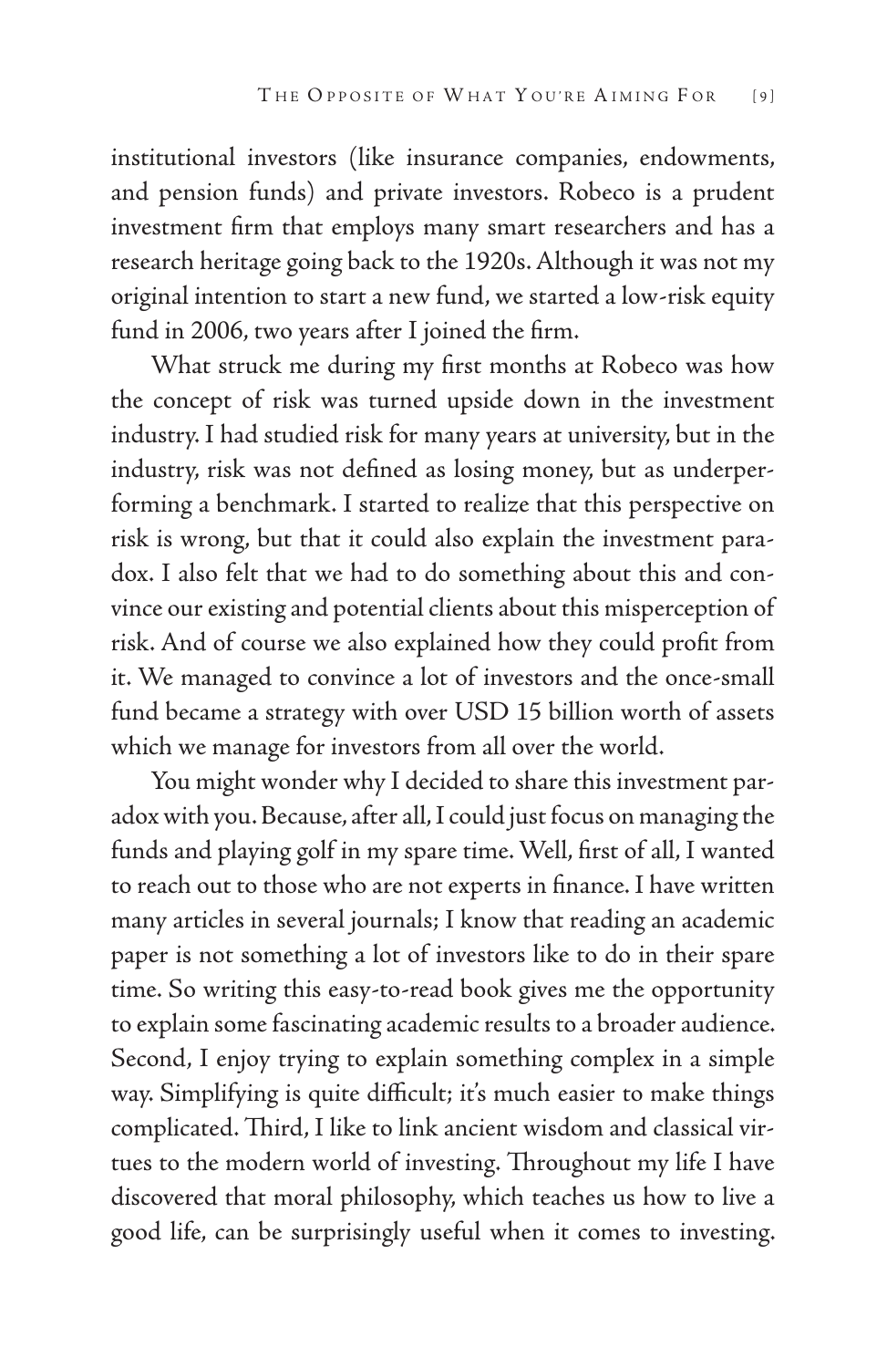institutional investors (like insurance companies, endowments, and pension funds) and private investors. Robeco is a prudent investment firm that employs many smart researchers and has a research heritage going back to the 1920s. Although it was not my original intention to start a new fund, we started a low-risk equity fund in 2006, two years after I joined the firm.

What struck me during my first months at Robeco was how the concept of risk was turned upside down in the investment industry. I had studied risk for many years at university, but in the industry, risk was not defined as losing money, but as underperforming a benchmark. I started to realize that this perspective on risk is wrong, but that it could also explain the investment paradox. I also felt that we had to do something about this and convince our existing and potential clients about this misperception of risk. And of course we also explained how they could profit from it. We managed to convince a lot of investors and the once-small fund became a strategy with over USD 15 billion worth of assets which we manage for investors from all over the world.

You might wonder why I decided to share this investment paradox with you. Because, after all, I could just focus on managing the funds and playing golf in my spare time. Well, first of all, I wanted to reach out to those who are not experts in finance. I have written many articles in several journals; I know that reading an academic paper is not something a lot of investors like to do in their spare time. So writing this easy-to-read book gives me the opportunity to explain some fascinating academic results to a broader audience. Second, I enjoy trying to explain something complex in a simple way. Simplifying is quite difficult; it's much easier to make things complicated. Third, I like to link ancient wisdom and classical virtues to the modern world of investing. Throughout my life I have discovered that moral philosophy, which teaches us how to live a good life, can be surprisingly useful when it comes to investing.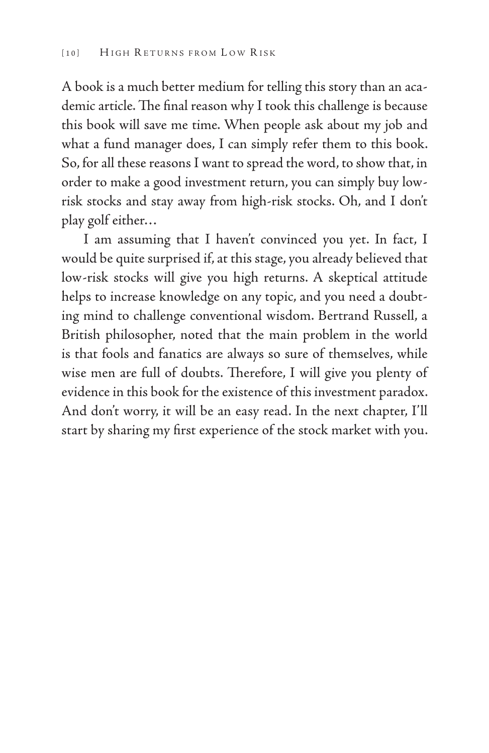A book is a much better medium for telling this story than an academic article. The final reason why I took this challenge is because this book will save me time. When people ask about my job and what a fund manager does, I can simply refer them to this book. So, for all these reasons I want to spread the word, to show that, in order to make a good investment return, you can simply buy low-risk stocks and stay away from high-risk stocks. Oh, and I don't play golf either…

I am assuming that I haven't convinced you yet. In fact, I would be quite surprised if, at this stage, you already believed that low-risk stocks will give you high returns. A skeptical attitude helps to increase knowledge on any topic, and you need a doubting mind to challenge conventional wisdom. Bertrand Russell, a British philosopher, noted that the main problem in the world is that fools and fanatics are always so sure of themselves, while wise men are full of doubts. Therefore, I will give you plenty of evidence in this book for the existence of this investment paradox. And don't worry, it will be an easy read. In the next chapter, I'll start by sharing my first experience of the stock market with you.